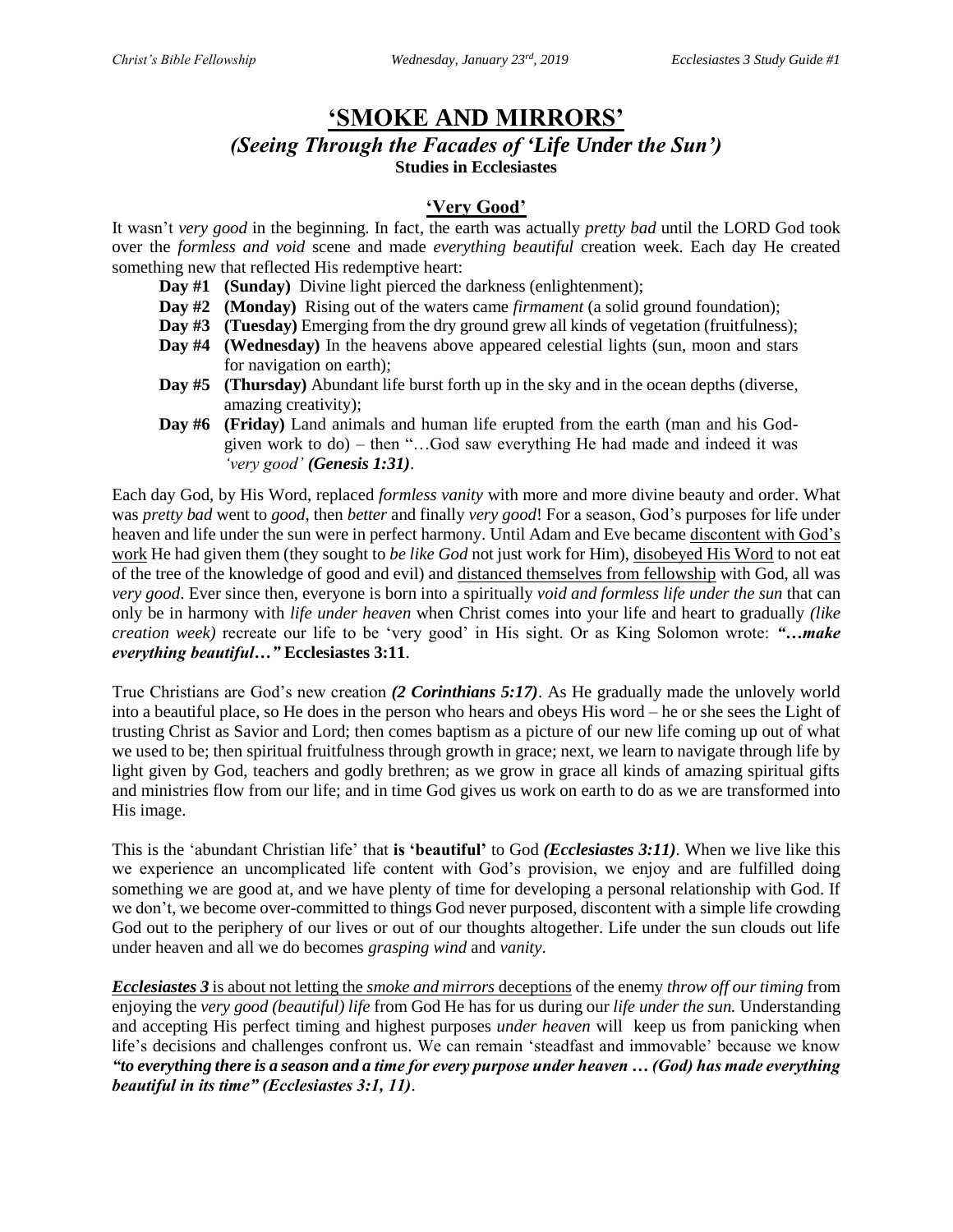# 'SMOKE AND MIRRORS'

## *(Seeing Through the Facades of 'Life Under the Sun')*

**Studies in Ecclesiastes**

### 'Very Good'

It wasn't *very good* in the beginning. In fact, the earth was actually *pretty bad* until the LORD God took over the *formless and void* scene and made *everything beautiful* creation week. Each day He created something new that reflected His redemptive heart:

- **Day #1 (Sunday)** Divine light pierced the darkness (enlightenment);
- **Day #2 (Monday)** Rising out of the waters came *firmament* (a solid ground foundation);
- **Day #3 (Tuesday)** Emerging from the dry ground grew all kinds of vegetation (fruitfulness);
- **Day #4 (Wednesday)** In the heavens above appeared celestial lights (sun, moon and stars for navigation on earth);
- **Day #5 (Thursday)** Abundant life burst forth up in the sky and in the ocean depths (diverse, amazing creativity);
- **Day #6 (Friday)** Land animals and human life erupted from the earth (man and his God-given work to do) – then "…God saw everything He had made and indeed it was *'very good' **(Genesis 1:31)***.

Each day God, by His Word, replaced *formless vanity* with more and more divine beauty and order. What was *pretty bad* went to *good*, then *better* and finally *very good*! For a season, God's purposes for life under heaven and life under the sun were in perfect harmony. Until Adam and Eve became discontent with God's work He had given them (they sought to *be like God* not just work for Him), disobeyed His Word to not eat of the tree of the knowledge of good and evil) and distanced themselves from fellowship with God, all was *very good*. Ever since then, everyone is born into a spiritually *void and formless life under the sun* that can only be in harmony with *life under heaven* when Christ comes into your life and heart to gradually *(like creation week)* recreate our life to be 'very good' in His sight. Or as King Solomon wrote: ***"…make everything beautiful…"*** **Ecclesiastes 3:11**.

True Christians are God's new creation ***(2 Corinthians 5:17)***. As He gradually made the unlovely world into a beautiful place, so He does in the person who hears and obeys His word – he or she sees the Light of trusting Christ as Savior and Lord; then comes baptism as a picture of our new life coming up out of what we used to be; then spiritual fruitfulness through growth in grace; next, we learn to navigate through life by light given by God, teachers and godly brethren; as we grow in grace all kinds of amazing spiritual gifts and ministries flow from our life; and in time God gives us work on earth to do as we are transformed into His image.

This is the 'abundant Christian life' that **is 'beautiful'** to God ***(Ecclesiastes 3:11)***. When we live like this we experience an uncomplicated life content with God's provision, we enjoy and are fulfilled doing something we are good at, and we have plenty of time for developing a personal relationship with God. If we don't, we become over-committed to things God never purposed, discontent with a simple life crowding God out to the periphery of our lives or out of our thoughts altogether. Life under the sun clouds out life under heaven and all we do becomes *grasping wind* and *vanity*.

***Ecclesiastes 3*** is about not letting the *smoke and mirrors* deceptions of the enemy *throw off our timing* from enjoying the *very good (beautiful) life* from God He has for us during our *life under the sun.* Understanding and accepting His perfect timing and highest purposes *under heaven* will keep us from panicking when life's decisions and challenges confront us. We can remain 'steadfast and immovable' because we know ***"to everything there is a season and a time for every purpose under heaven … (God) has made everything beautiful in its time" (Ecclesiastes 3:1, 11)***.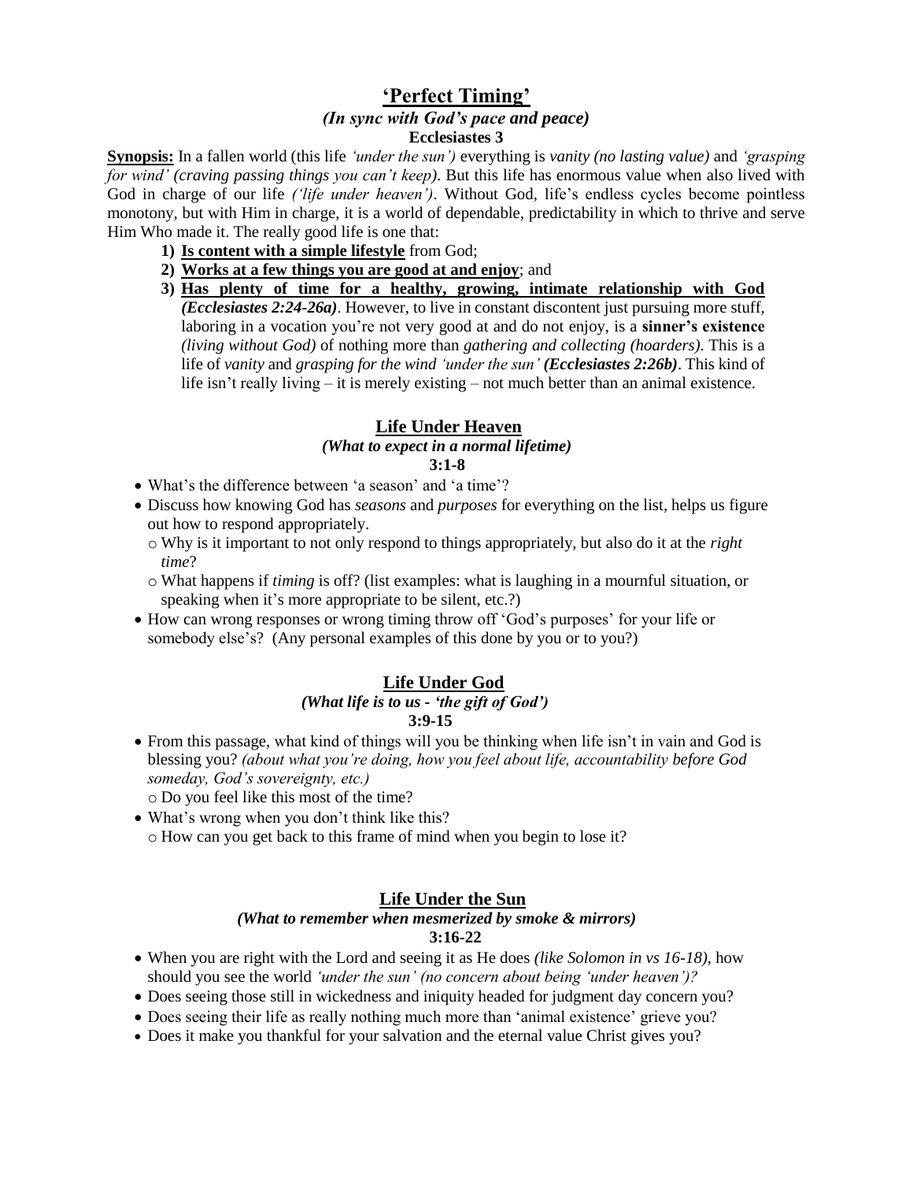# 'Perfect Timing'

### *(In sync with God's pace and peace)*

**Ecclesiastes 3**

**Synopsis:** In a fallen world (this life *'under the sun')* everything is *vanity (no lasting value)* and *'grasping for wind' (craving passing things you can't keep)*. But this life has enormous value when also lived with God in charge of our life *('life under heaven')*. Without God, life's endless cycles become pointless monotony, but with Him in charge, it is a world of dependable, predictability in which to thrive and serve Him Who made it. The really good life is one that:

1) **Is content with a simple lifestyle** from God;
2) **Works at a few things you are good at and enjoy**; and
3) **Has plenty of time for a healthy, growing, intimate relationship with God** ***(Ecclesiastes 2:24-26a)***. However, to live in constant discontent just pursuing more stuff, laboring in a vocation you're not very good at and do not enjoy, is a **sinner's existence** *(living without God)* of nothing more than *gathering and collecting (hoarders)*. This is a life of *vanity* and *grasping for the wind 'under the sun'* ***(Ecclesiastes 2:26b)***. This kind of life isn't really living – it is merely existing – not much better than an animal existence.

## Life Under Heaven

*(What to expect in a normal lifetime)*

**3:1-8**

- What's the difference between 'a season' and 'a time'?
- Discuss how knowing God has *seasons* and *purposes* for everything on the list, helps us figure out how to respond appropriately.
  - Why is it important to not only respond to things appropriately, but also do it at the *right time*?
  - What happens if *timing* is off? (list examples: what is laughing in a mournful situation, or speaking when it's more appropriate to be silent, etc.?)
- How can wrong responses or wrong timing throw off 'God's purposes' for your life or somebody else's? (Any personal examples of this done by you or to you?)

## Life Under God

*(What life is to us - 'the gift of God')*

**3:9-15**

- From this passage, what kind of things will you be thinking when life isn't in vain and God is blessing you? *(about what you're doing, how you feel about life, accountability before God someday, God's sovereignty, etc.)*
  - Do you feel like this most of the time?
- What's wrong when you don't think like this?
  - How can you get back to this frame of mind when you begin to lose it?

## Life Under the Sun

*(What to remember when mesmerized by smoke & mirrors)*

**3:16-22**

- When you are right with the Lord and seeing it as He does *(like Solomon in vs 16-18)*, how should you see the world *'under the sun' (no concern about being 'under heaven')?*
- Does seeing those still in wickedness and iniquity headed for judgment day concern you?
- Does seeing their life as really nothing much more than 'animal existence' grieve you?
- Does it make you thankful for your salvation and the eternal value Christ gives you?